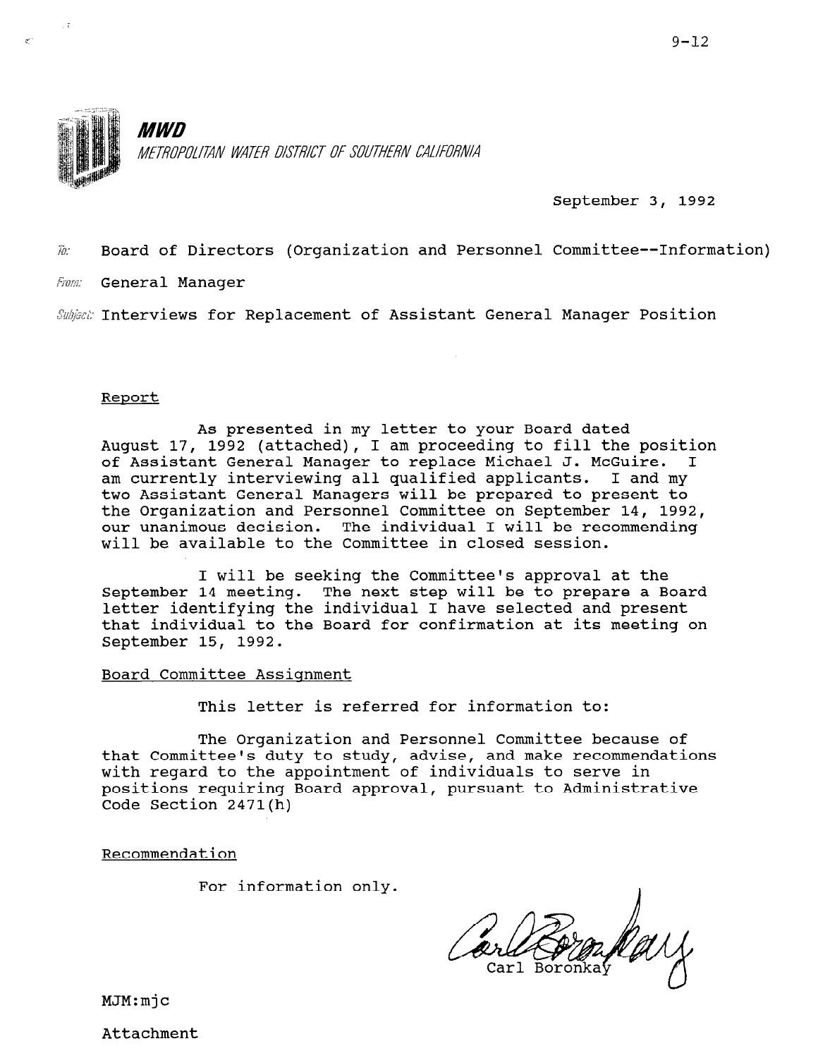9-12

**MWD**

*METROPOLITAN WATER DISTRICT OF SOUTHERN CALIFORNIA*

September 3, 1992

To: Board of Directors (Organization and Personnel Committee--Information)

From: General Manager

Subject: Interviews for Replacement of Assistant General Manager Position

Report

As presented in my letter to your Board dated August 17, 1992 (attached), I am proceeding to fill the position of Assistant General Manager to replace Michael J. McGuire. I am currently interviewing all qualified applicants. I and my two Assistant General Managers will be prepared to present to the Organization and Personnel Committee on September 14, 1992, our unanimous decision. The individual I will be recommending will be available to the Committee in closed session.

I will be seeking the Committee's approval at the September 14 meeting. The next step will be to prepare a Board letter identifying the individual I have selected and present that individual to the Board for confirmation at its meeting on September 15, 1992.

Board Committee Assignment

This letter is referred for information to:

The Organization and Personnel Committee because of that Committee's duty to study, advise, and make recommendations with regard to the appointment of individuals to serve in positions requiring Board approval, pursuant to Administrative Code Section 2471(h)

Recommendation

For information only.

Carl Boronkay

MJM:mjc

Attachment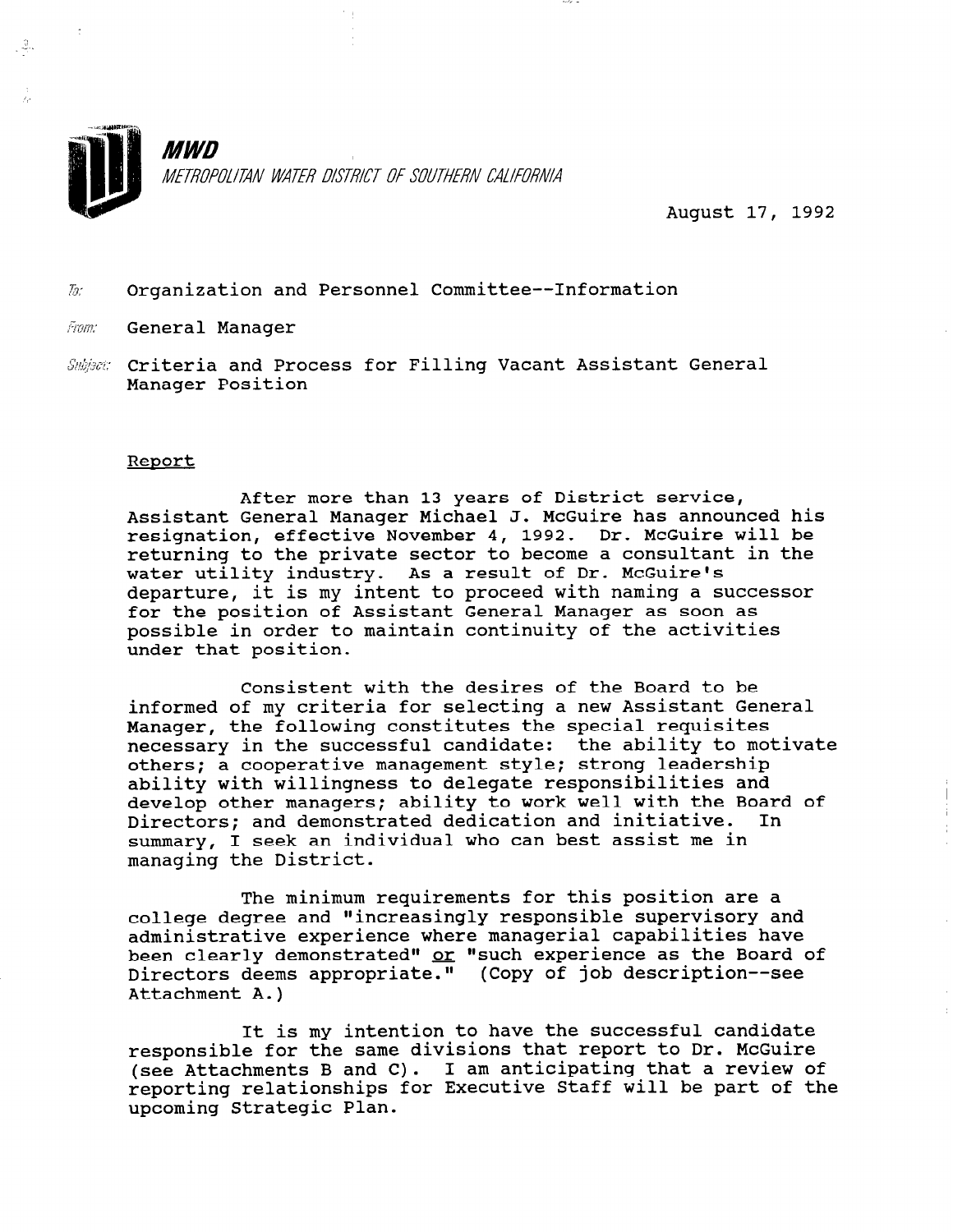**MWD**

*METROPOLITAN WATER DISTRICT OF SOUTHERN CALIFORNIA*

August 17, 1992

To: Organization and Personnel Committee--Information

From: General Manager

Subject: Criteria and Process for Filling Vacant Assistant General Manager Position

Report

After more than 13 years of District service, Assistant General Manager Michael J. McGuire has announced his resignation, effective November 4, 1992. Dr. McGuire will be returning to the private sector to become a consultant in the water utility industry. As a result of Dr. McGuire's departure, it is my intent to proceed with naming a successor for the position of Assistant General Manager as soon as possible in order to maintain continuity of the activities under that position.

Consistent with the desires of the Board to be informed of my criteria for selecting a new Assistant General Manager, the following constitutes the special requisites necessary in the successful candidate: the ability to motivate others; a cooperative management style; strong leadership ability with willingness to delegate responsibilities and develop other managers; ability to work well with the Board of Directors; and demonstrated dedication and initiative. In summary, I seek an individual who can best assist me in managing the District.

The minimum requirements for this position are a college degree and "increasingly responsible supervisory and administrative experience where managerial capabilities have been clearly demonstrated" or "such experience as the Board of Directors deems appropriate." (Copy of job description--see Attachment A.)

It is my intention to have the successful candidate responsible for the same divisions that report to Dr. McGuire (see Attachments B and C). I am anticipating that a review of reporting relationships for Executive Staff will be part of the upcoming Strategic Plan.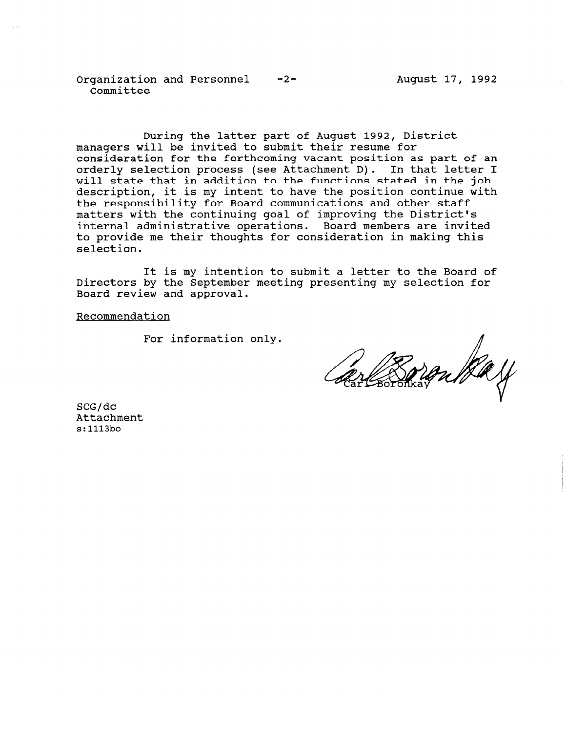During the latter part of August 1992, District managers will be invited to submit their resume for consideration for the forthcoming vacant position as part of an orderly selection process (see Attachment D). In that letter I will state that in addition to the functions stated in the job description, it is my intent to have the position continue with the responsibility for Board communications and other staff matters with the continuing goal of improving the District's internal administrative operations. Board members are invited to provide me their thoughts for consideration in making this selection.

It is my intention to submit a letter to the Board of Directors by the September meeting presenting my selection for Board review and approval.

Recommendation

For information only.

Carl Boronkay

SCG/dc
Attachment
s:1113bo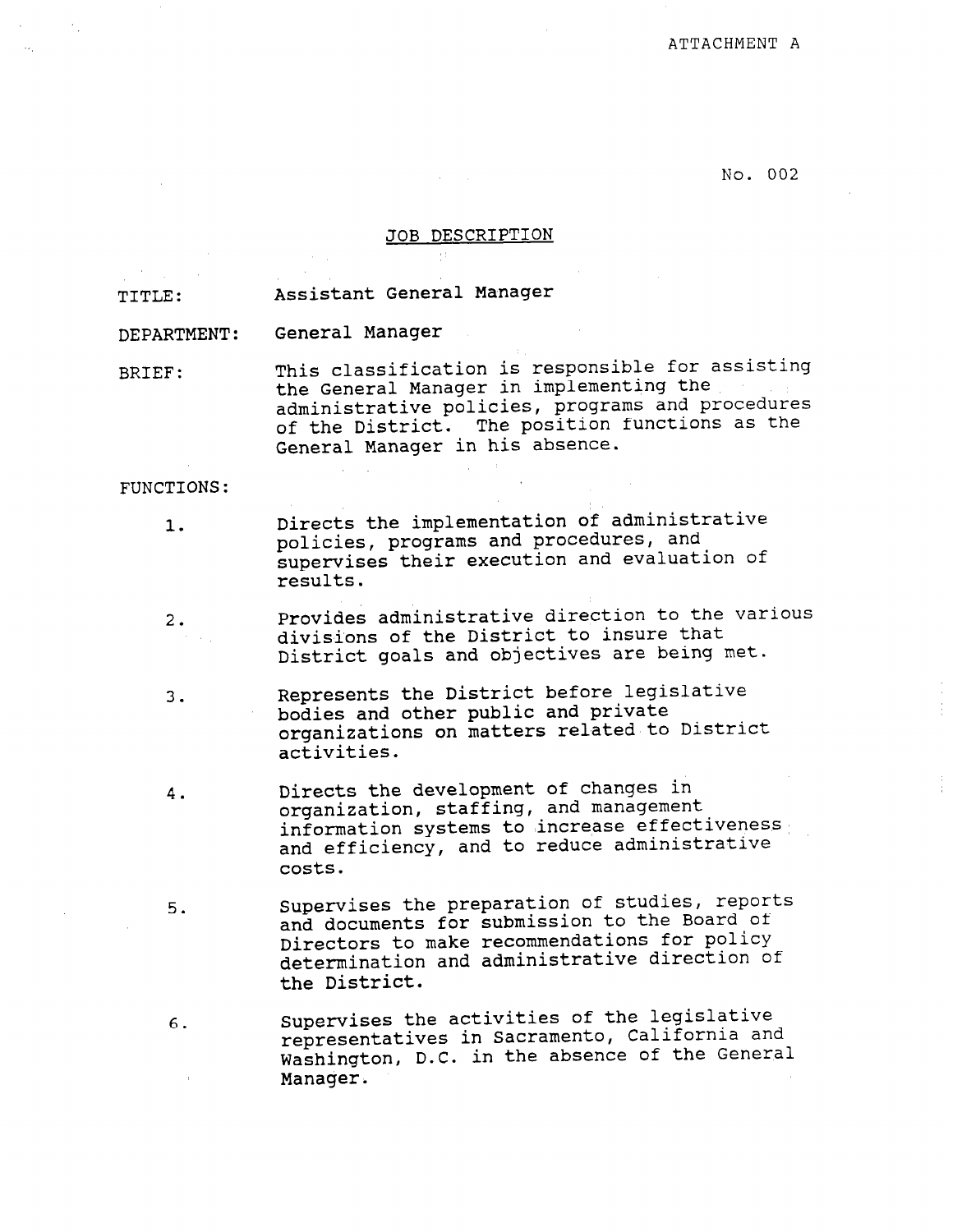ATTACHMENT A

No. 002

## JOB DESCRIPTION

**TITLE:** Assistant General Manager

**DEPARTMENT:** General Manager

**BRIEF:** This classification is responsible for assisting the General Manager in implementing the administrative policies, programs and procedures of the District. The position functions as the General Manager in his absence.

**FUNCTIONS:**

1. Directs the implementation of administrative policies, programs and procedures, and supervises their execution and evaluation of results.

2. Provides administrative direction to the various divisions of the District to insure that District goals and objectives are being met.

3. Represents the District before legislative bodies and other public and private organizations on matters related to District activities.

4. Directs the development of changes in organization, staffing, and management information systems to increase effectiveness and efficiency, and to reduce administrative costs.

5. Supervises the preparation of studies, reports and documents for submission to the Board of Directors to make recommendations for policy determination and administrative direction of the District.

6. Supervises the activities of the legislative representatives in Sacramento, California and Washington, D.C. in the absence of the General Manager.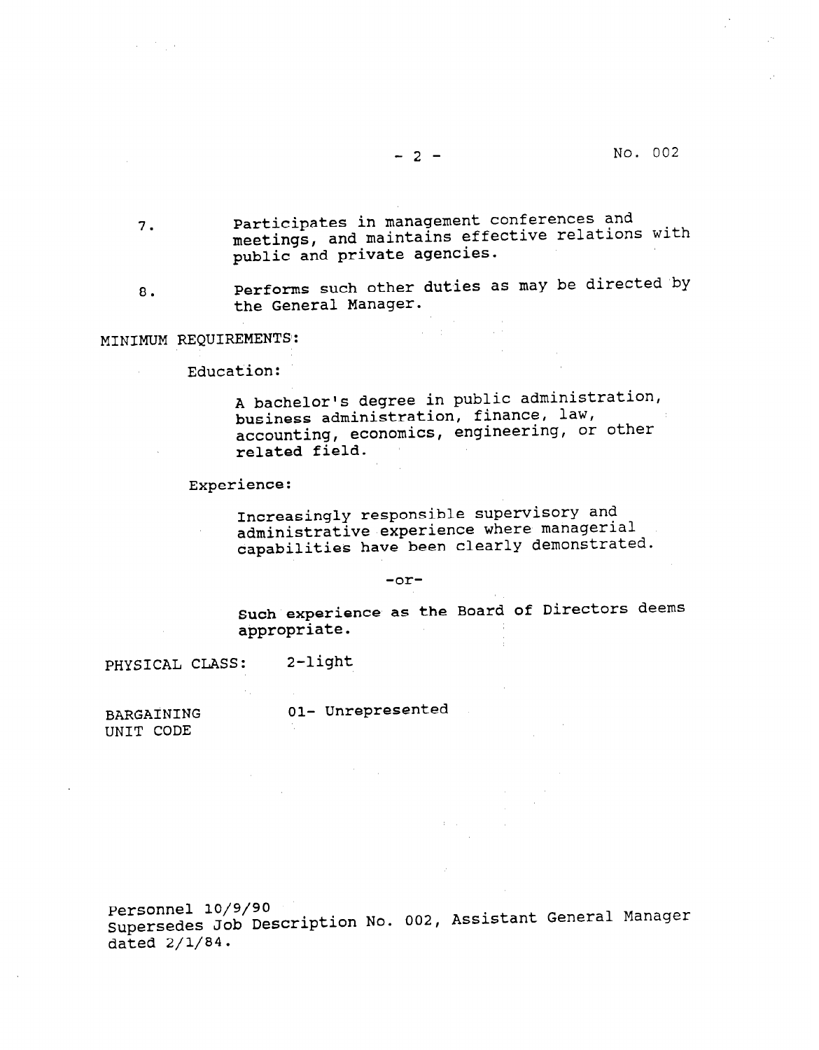7. Participates in management conferences and meetings, and maintains effective relations with public and private agencies.

8. Performs such other duties as may be directed by the General Manager.

MINIMUM REQUIREMENTS:

Education:

A bachelor's degree in public administration, business administration, finance, law, accounting, economics, engineering, or other related field.

Experience:

Increasingly responsible supervisory and administrative experience where managerial capabilities have been clearly demonstrated.

-or-

Such experience as the Board of Directors deems appropriate.

PHYSICAL CLASS: 2-light

BARGAINING UNIT CODE 01- Unrepresented

Personnel 10/9/90
Supersedes Job Description No. 002, Assistant General Manager dated 2/1/84.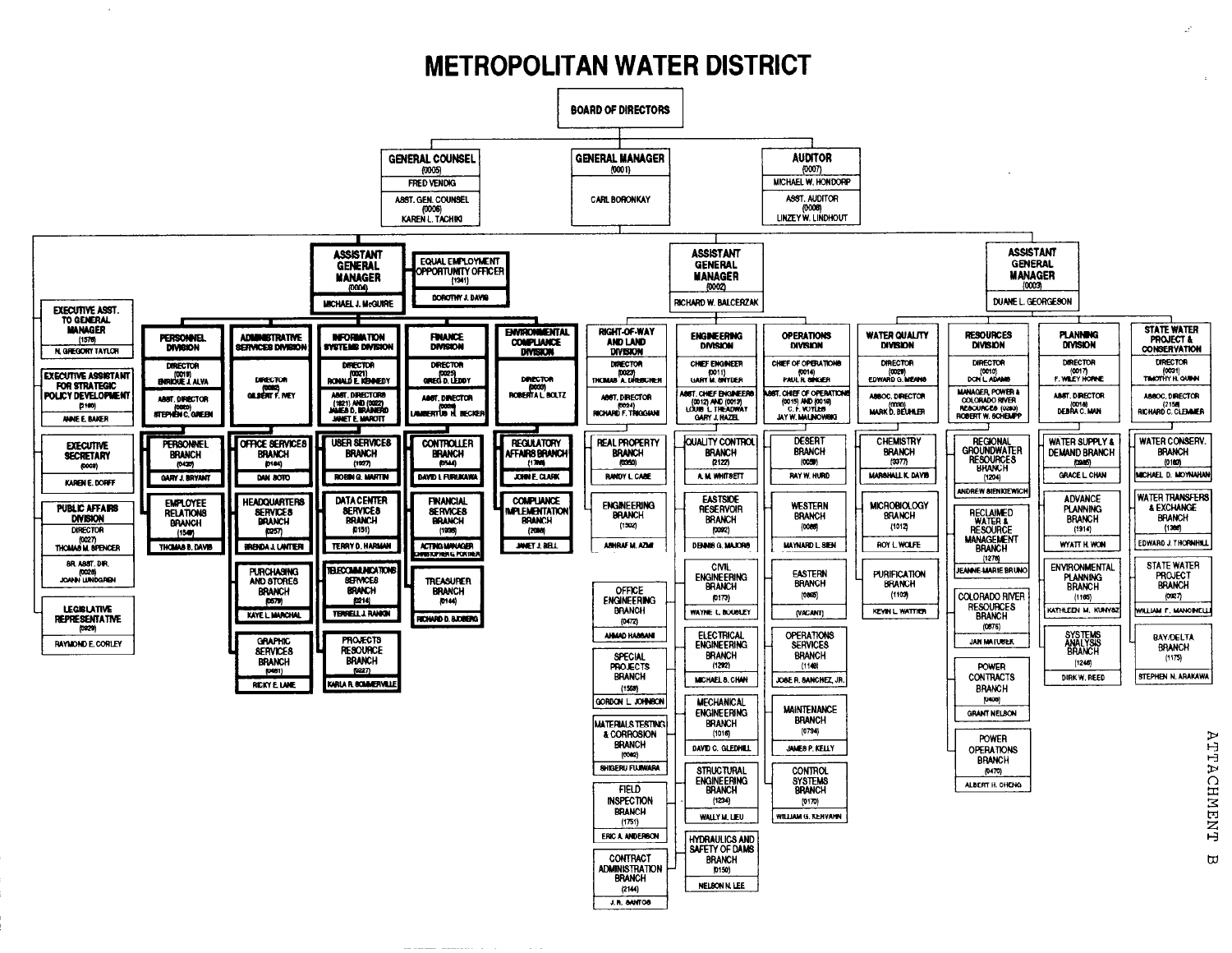# METROPOLITAN WATER DISTRICT

**BOARD OF DIRECTORS**

- **GENERAL COUNSEL** (0005) — FRED VENDIG
  - ASST. GEN. COUNSEL (0006) — KAREN L. TACHIKI
- **GENERAL MANAGER** (0001) — CARL BORONKAY
- **AUDITOR** (0007) — MICHAEL W. HONDORP
  - ASST. AUDITOR (0008) — LINZEY W. LINDHOUT

## Reporting to the General Manager

- **EXECUTIVE ASST. TO GENERAL MANAGER** (1576) — N. GREGORY TAYLOR
- **EXECUTIVE ASSISTANT FOR STRATEGIC POLICY DEVELOPMENT** (2165) — ANNE E. BAKER
- **EXECUTIVE SECRETARY** (0009) — KAREN E. DORFF
- **PUBLIC AFFAIRS DIVISION**
  - DIRECTOR (0027) — THOMAS M. SPENCER
  - SR. ASST. DIR. (0028) — JOANN LUNDGREN
- **LEGISLATIVE REPRESENTATIVE** (0929) — RAYMOND E. CORLEY

## ASSISTANT GENERAL MANAGER (0004) — MICHAEL J. McGUIRE

- **EQUAL EMPLOYMENT OPPORTUNITY OFFICER** (1341) — DOROTHY J. DAVIS
- **PERSONNEL DIVISION**
  - DIRECTOR (0019) — ENRIQUE J. ALVA
  - ASST. DIRECTOR (0020) — STEPHEN C. GREEN
  - PERSONNEL BRANCH (0430) — GARY J. BRYANT
  - EMPLOYEE RELATIONS BRANCH (1549) — THOMAS B. DAVIS
- **ADMINISTRATIVE SERVICES DIVISION**
  - DIRECTOR (0092) — GILBERT F. IVEY
  - OFFICE SERVICES BRANCH (0164) — DAN SOTO
  - HEADQUARTERS SERVICES BRANCH (0257) — BRENDA J. LANTIERI
  - PURCHASING AND STORES BRANCH (0579) — KAYE L. MARCHAL
  - GRAPHIC SERVICES BRANCH (0461) — RICKY E. LANE
- **INFORMATION SYSTEMS DIVISION**
  - DIRECTOR (0021) — RONALD E. KENNEDY
  - ASST. DIRECTORS (1821) AND (0022) — JAMES D. BRAINERD, JANET E. MAROTT
  - USER SERVICES BRANCH (1927) — ROBIN G. MARTIN
  - DATA CENTER SERVICES BRANCH (0131) — TERRY D. HARMAN
  - TELECOMMUNICATIONS SERVICES BRANCH (0214) — TERRELL J. RANKIN
  - PROJECTS RESOURCE BRANCH (0227) — KARLA R. SOMMERVILLE
- **FINANCE DIVISION**
  - DIRECTOR (0025) — GREG D. LEDDY
  - ASST. DIRECTOR (0026) — LAMBERTUS H. BECKER
  - CONTROLLER BRANCH (0544) — DAVID I. FURUKAWA
  - FINANCIAL SERVICES BRANCH (1936) — ACTING MANAGER CHRISTOPHER G. PORTER
  - TREASURER BRANCH (0144) — RICHARD D. SJOBERG
- **ENVIRONMENTAL COMPLIANCE DIVISION**
  - DIRECTOR (0033) — ROBERTA L. BOLTZ
  - REGULATORY AFFAIRS BRANCH (1788) — JOHN E. CLARK
  - COMPLIANCE IMPLEMENTATION BRANCH (2086) — JANET J. BELL

## ASSISTANT GENERAL MANAGER (0002) — RICHARD W. BALCERZAK

- **RIGHT-OF-WAY AND LAND DIVISION**
  - DIRECTOR (0023) — THOMAS A. DREBCHER
  - ASST. DIRECTOR (0024) — RICHARD F. TRIGGIANI
  - REAL PROPERTY BRANCH (0350) — RANDY L. CASE
  - ENGINEERING BRANCH (1302) — ASHRAF M. AZMI
- **ENGINEERING DIVISION**
  - CHIEF ENGINEER (0011) — GARY M. SNYDER
  - ASST. CHIEF ENGINEERS (0012) AND (0013) — LOUIS L. TREADWAY, GARY J. HAZEL
  - QUALITY CONTROL BRANCH (2122) — A. M. WHITSETT
  - EASTSIDE RESERVOIR BRANCH (0092) — DENNIS G. MAJORS
  - CIVIL ENGINEERING BRANCH (0173) — WAYNE L. BOUSLEY
  - ELECTRICAL ENGINEERING BRANCH (1292) — MICHAEL S. CHAN
  - MECHANICAL ENGINEERING BRANCH (1016) — DAVID C. GLEDHILL
  - STRUCTURAL ENGINEERING BRANCH (1234) — WALLY M. LIEU
  - HYDRAULICS AND SAFETY OF DAMS BRANCH (0150) — NELSON N. LEE
  - OFFICE ENGINEERING BRANCH (0472) — AHMAD HASSANI
  - SPECIAL PROJECTS BRANCH (1558) — GORDON L. JOHNSON
  - MATERIALS TESTING & CORROSION BRANCH (0040) — SHIGERU FUJIWARA
  - FIELD INSPECTION BRANCH (1751) — ERIC A. ANDERSON
  - CONTRACT ADMINISTRATION BRANCH (2144) — J. R. SANTOS
- **OPERATIONS DIVISION**
  - CHIEF OF OPERATIONS (0014) — PAUL R. SINGER
  - ASST. CHIEF OF OPERATIONS (0015) AND (0016) — C. F. VOTLER, JAY W. MALINOWSKI
  - DESERT BRANCH (0059) — RAY W. HURD
  - WESTERN BRANCH (0066) — MAYNARD L. SIEN
  - EASTERN BRANCH (0065) — (VACANT)
  - OPERATIONS SERVICES BRANCH (1148) — JOSE R. SANCHEZ, JR.
  - MAINTENANCE BRANCH (0794) — JAMES P. KELLY
  - CONTROL SYSTEMS BRANCH (0170) — WILLIAM G. KERVAHN

## ASSISTANT GENERAL MANAGER (0003) — DUANE L. GEORGESON

- **WATER QUALITY DIVISION**
  - DIRECTOR (0029) — EDWARD G. MEANS
  - ASSOC. DIRECTOR (0030) — MARK D. BEUHLER
  - CHEMISTRY BRANCH (0377) — MARSHALL K. DAVIS
  - MICROBIOLOGY BRANCH (1012) — ROY L. WOLFE
  - PURIFICATION BRANCH (1103) — KEVIN L. WATTIER
- **RESOURCES DIVISION**
  - DIRECTOR (0010) — DON L. ADAMS
  - MANAGER, POWER & COLORADO RIVER RESOURCES (0283) — ROBERT W. SCHEMPP
  - REGIONAL GROUNDWATER RESOURCES BRANCH (1204) — ANDREW SIENKIEWICH
  - RECLAIMED WATER & RESOURCE MANAGEMENT BRANCH (1278) — JEANNE-MARIE BRUNO
  - COLORADO RIVER RESOURCES BRANCH (0875) — JAN MATUSEK
  - POWER CONTRACTS BRANCH (0409) — GRANT NELSON
  - POWER OPERATIONS BRANCH (0470) — ALBERT H. CHENG
- **PLANNING DIVISION**
  - DIRECTOR (0017) — F. WILEY HORNE
  - ASST. DIRECTOR (0018) — DEBRA C. MAN
  - WATER SUPPLY & DEMAND BRANCH (2085) — GRACE L. CHAN
  - ADVANCE PLANNING BRANCH (1914) — WYATT H. WON
  - ENVIRONMENTAL PLANNING BRANCH (1165) — KATHLEEN M. KUNYSZ
  - SYSTEMS ANALYSIS BRANCH (1246) — DIRK W. REED
- **STATE WATER PROJECT & CONSERVATION**
  - DIRECTOR (0031) — TIMOTHY H. QUINN
  - ASSOC. DIRECTOR (2158) — RICHARD C. CLEMMER
  - WATER CONSERV. BRANCH (0180) — MICHAEL D. MOYNAHAN
  - WATER TRANSFERS & EXCHANGE BRANCH (1366) — EDWARD J. THORNHILL
  - STATE WATER PROJECT BRANCH (0927) — WILLIAM F. MANCINELLI
  - BAY/DELTA BRANCH (1175) — STEPHEN N. ARAKAWA

ATTACHMENT B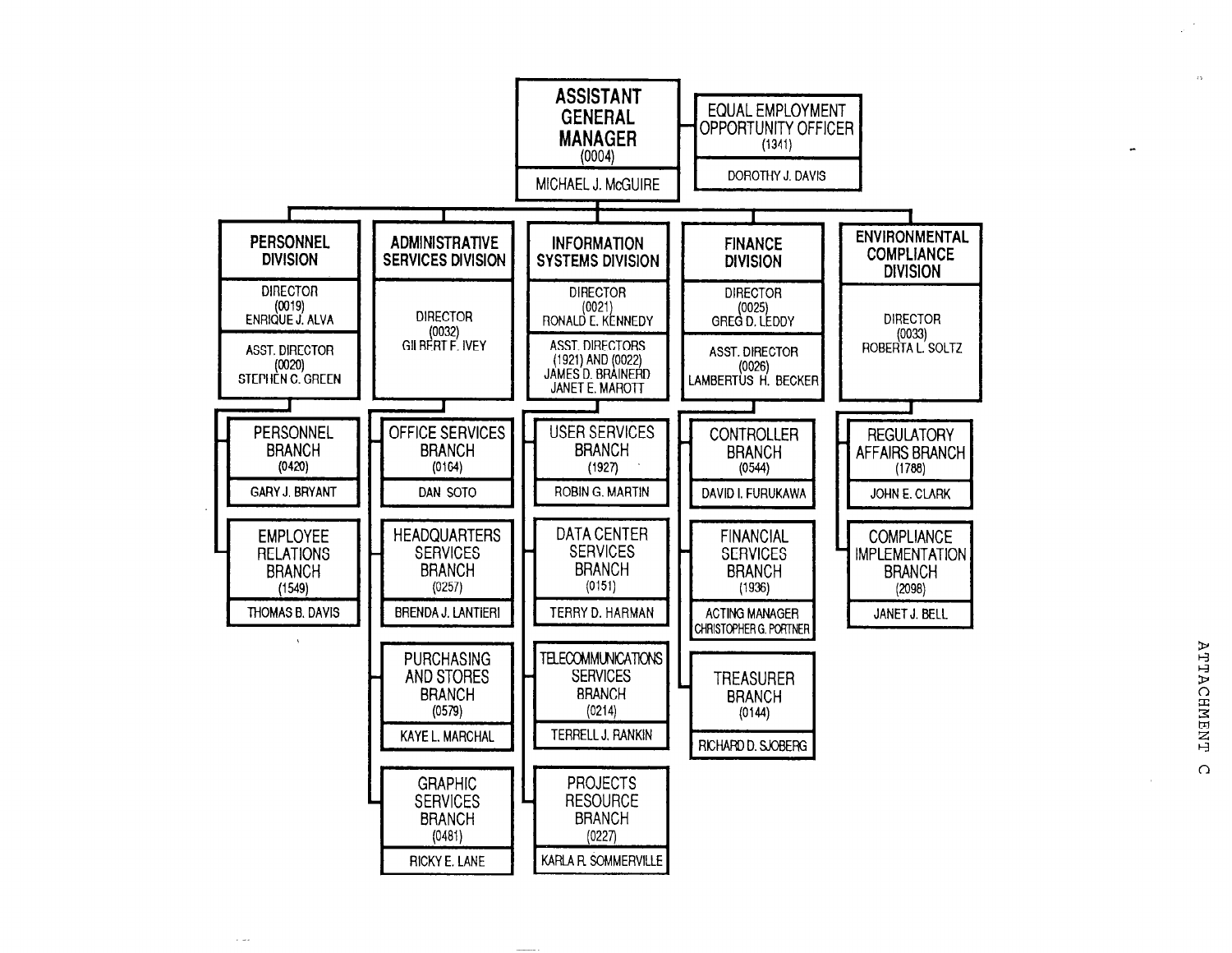# ASSISTANT GENERAL MANAGER (0004)

MICHAEL J. McGUIRE

- **EQUAL EMPLOYMENT OPPORTUNITY OFFICER** (1341) — DOROTHY J. DAVIS

## PERSONNEL DIVISION

DIRECTOR (0019) ENRIQUE J. ALVA

ASST. DIRECTOR (0020) STEPHEN C. GREEN

- PERSONNEL BRANCH (0420) — GARY J. BRYANT
- EMPLOYEE RELATIONS BRANCH (1549) — THOMAS B. DAVIS

## ADMINISTRATIVE SERVICES DIVISION

DIRECTOR (0032) GILBERT F. IVEY

- OFFICE SERVICES BRANCH (0164) — DAN SOTO
- HEADQUARTERS SERVICES BRANCH (0257) — BRENDA J. LANTIERI
- PURCHASING AND STORES BRANCH (0579) — KAYE L. MARCHAL
- GRAPHIC SERVICES BRANCH (0481) — RICKY E. LANE

## INFORMATION SYSTEMS DIVISION

DIRECTOR (0021) RONALD E. KENNEDY

ASST. DIRECTORS (1921) AND (0022) JAMES D. BRAINERD, JANET E. MAROTT

- USER SERVICES BRANCH (1927) — ROBIN G. MARTIN
- DATA CENTER SERVICES BRANCH (0151) — TERRY D. HARMAN
- TELECOMMUNICATIONS SERVICES BRANCH (0214) — TERRELL J. RANKIN
- PROJECTS RESOURCE BRANCH (0227) — KARLA R. SOMMERVILLE

## FINANCE DIVISION

DIRECTOR (0025) GREG D. LEDDY

ASST. DIRECTOR (0026) LAMBERTUS H. BECKER

- CONTROLLER BRANCH (0544) — DAVID I. FURUKAWA
- FINANCIAL SERVICES BRANCH (1936) — ACTING MANAGER CHRISTOPHER G. PORTNER
- TREASURER BRANCH (0144) — RICHARD D. SJOBERG

## ENVIRONMENTAL COMPLIANCE DIVISION

DIRECTOR (0033) ROBERTA L. SOLTZ

- REGULATORY AFFAIRS BRANCH (1788) — JOHN E. CLARK
- COMPLIANCE IMPLEMENTATION BRANCH (2098) — JANET J. BELL

ATTACHMENT C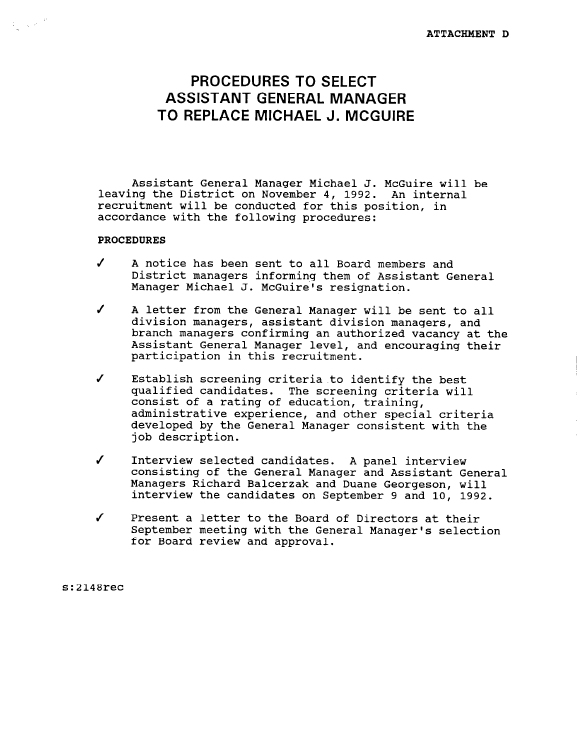ATTACHMENT D

# PROCEDURES TO SELECT ASSISTANT GENERAL MANAGER TO REPLACE MICHAEL J. MCGUIRE

Assistant General Manager Michael J. McGuire will be leaving the District on November 4, 1992. An internal recruitment will be conducted for this position, in accordance with the following procedures:

**PROCEDURES**

- ✓ A notice has been sent to all Board members and District managers informing them of Assistant General Manager Michael J. McGuire's resignation.
- ✓ A letter from the General Manager will be sent to all division managers, assistant division managers, and branch managers confirming an authorized vacancy at the Assistant General Manager level, and encouraging their participation in this recruitment.
- ✓ Establish screening criteria to identify the best qualified candidates. The screening criteria will consist of a rating of education, training, administrative experience, and other special criteria developed by the General Manager consistent with the job description.
- ✓ Interview selected candidates. A panel interview consisting of the General Manager and Assistant General Managers Richard Balcerzak and Duane Georgeson, will interview the candidates on September 9 and 10, 1992.
- ✓ Present a letter to the Board of Directors at their September meeting with the General Manager's selection for Board review and approval.

s:2148rec